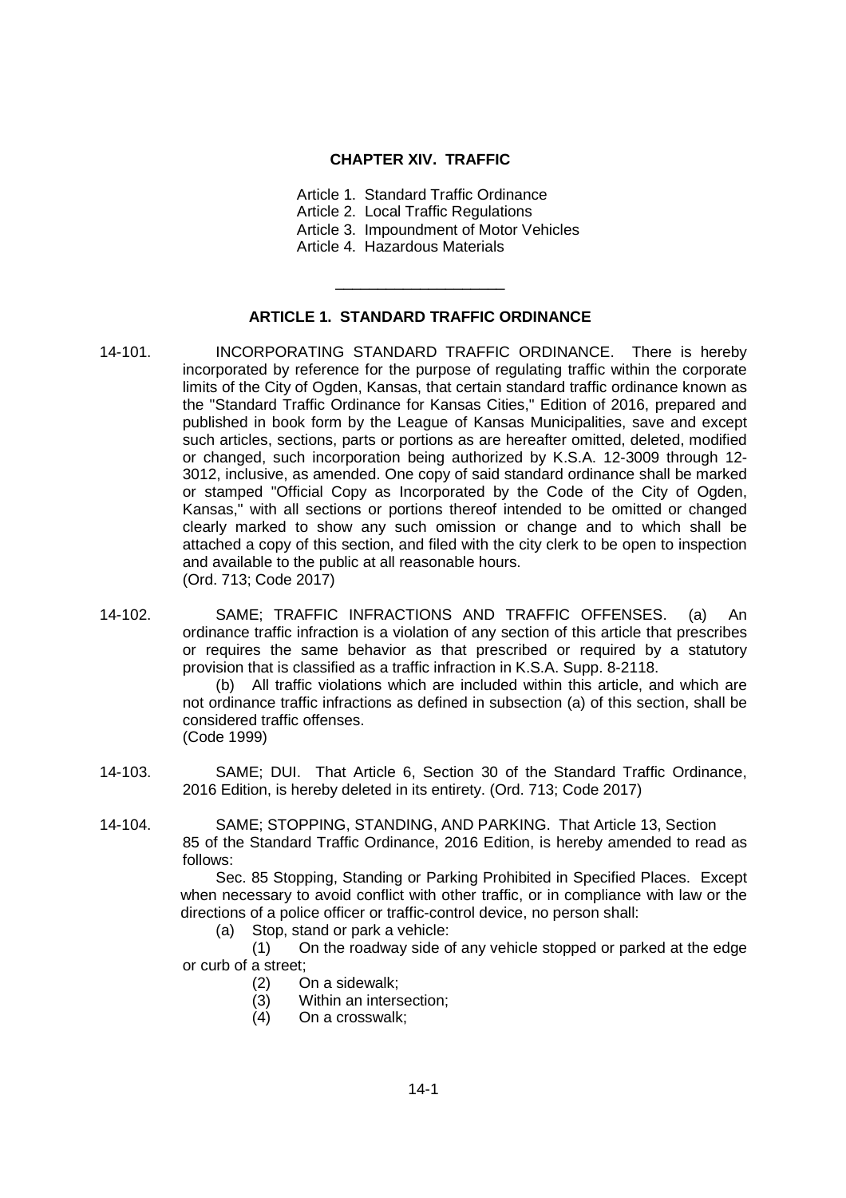# CHAPTER XIV. TRAFFIC

Article 1. Standard Traffic Ordinance
Article 2. Local Traffic Regulations
Article 3. Impoundment of Motor Vehicles
Article 4. Hazardous Materials

---

## ARTICLE 1. STANDARD TRAFFIC ORDINANCE

14-101. INCORPORATING STANDARD TRAFFIC ORDINANCE. There is hereby incorporated by reference for the purpose of regulating traffic within the corporate limits of the City of Ogden, Kansas, that certain standard traffic ordinance known as the "Standard Traffic Ordinance for Kansas Cities," Edition of 2016, prepared and published in book form by the League of Kansas Municipalities, save and except such articles, sections, parts or portions as are hereafter omitted, deleted, modified or changed, such incorporation being authorized by K.S.A. 12-3009 through 12-3012, inclusive, as amended. One copy of said standard ordinance shall be marked or stamped "Official Copy as Incorporated by the Code of the City of Ogden, Kansas," with all sections or portions thereof intended to be omitted or changed clearly marked to show any such omission or change and to which shall be attached a copy of this section, and filed with the city clerk to be open to inspection and available to the public at all reasonable hours.
(Ord. 713; Code 2017)

14-102. SAME; TRAFFIC INFRACTIONS AND TRAFFIC OFFENSES. (a) An ordinance traffic infraction is a violation of any section of this article that prescribes or requires the same behavior as that prescribed or required by a statutory provision that is classified as a traffic infraction in K.S.A. Supp. 8-2118.

(b) All traffic violations which are included within this article, and which are not ordinance traffic infractions as defined in subsection (a) of this section, shall be considered traffic offenses.
(Code 1999)

14-103. SAME; DUI. That Article 6, Section 30 of the Standard Traffic Ordinance, 2016 Edition, is hereby deleted in its entirety. (Ord. 713; Code 2017)

14-104. SAME; STOPPING, STANDING, AND PARKING. That Article 13, Section 85 of the Standard Traffic Ordinance, 2016 Edition, is hereby amended to read as follows:

Sec. 85 Stopping, Standing or Parking Prohibited in Specified Places. Except when necessary to avoid conflict with other traffic, or in compliance with law or the directions of a police officer or traffic-control device, no person shall:

(a) Stop, stand or park a vehicle:

(1) On the roadway side of any vehicle stopped or parked at the edge or curb of a street;
(2) On a sidewalk;
(3) Within an intersection;
(4) On a crosswalk;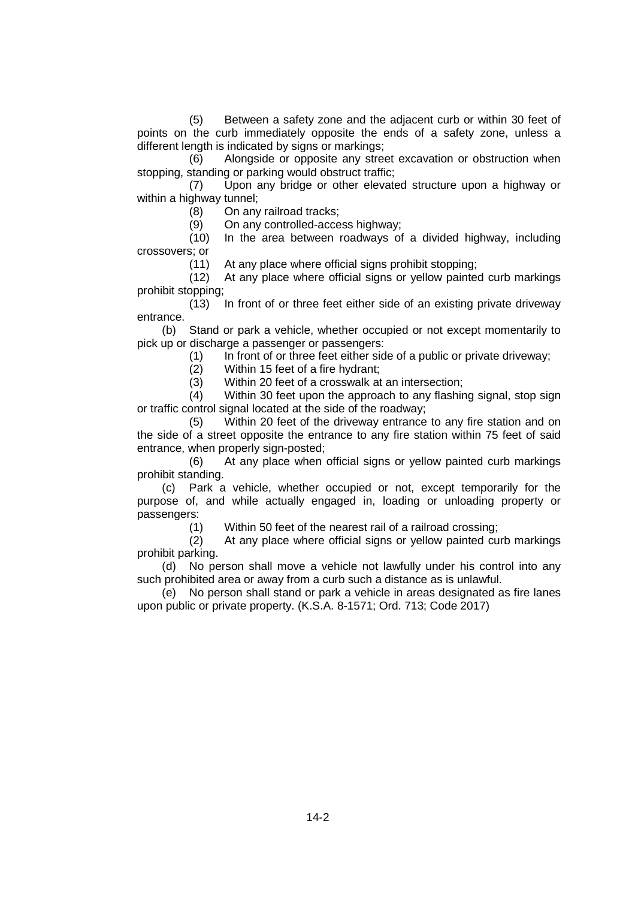(5) Between a safety zone and the adjacent curb or within 30 feet of points on the curb immediately opposite the ends of a safety zone, unless a different length is indicated by signs or markings;

(6) Alongside or opposite any street excavation or obstruction when stopping, standing or parking would obstruct traffic;

(7) Upon any bridge or other elevated structure upon a highway or within a highway tunnel;

(8) On any railroad tracks;

(9) On any controlled-access highway;

(10) In the area between roadways of a divided highway, including crossovers; or

(11) At any place where official signs prohibit stopping;

(12) At any place where official signs or yellow painted curb markings prohibit stopping;

(13) In front of or three feet either side of an existing private driveway entrance.

(b) Stand or park a vehicle, whether occupied or not except momentarily to pick up or discharge a passenger or passengers:

(1) In front of or three feet either side of a public or private driveway;

(2) Within 15 feet of a fire hydrant;

(3) Within 20 feet of a crosswalk at an intersection;

(4) Within 30 feet upon the approach to any flashing signal, stop sign or traffic control signal located at the side of the roadway;

(5) Within 20 feet of the driveway entrance to any fire station and on the side of a street opposite the entrance to any fire station within 75 feet of said entrance, when properly sign-posted;

(6) At any place when official signs or yellow painted curb markings prohibit standing.

(c) Park a vehicle, whether occupied or not, except temporarily for the purpose of, and while actually engaged in, loading or unloading property or passengers:

(1) Within 50 feet of the nearest rail of a railroad crossing;

(2) At any place where official signs or yellow painted curb markings prohibit parking.

(d) No person shall move a vehicle not lawfully under his control into any such prohibited area or away from a curb such a distance as is unlawful.

(e) No person shall stand or park a vehicle in areas designated as fire lanes upon public or private property. (K.S.A. 8-1571; Ord. 713; Code 2017)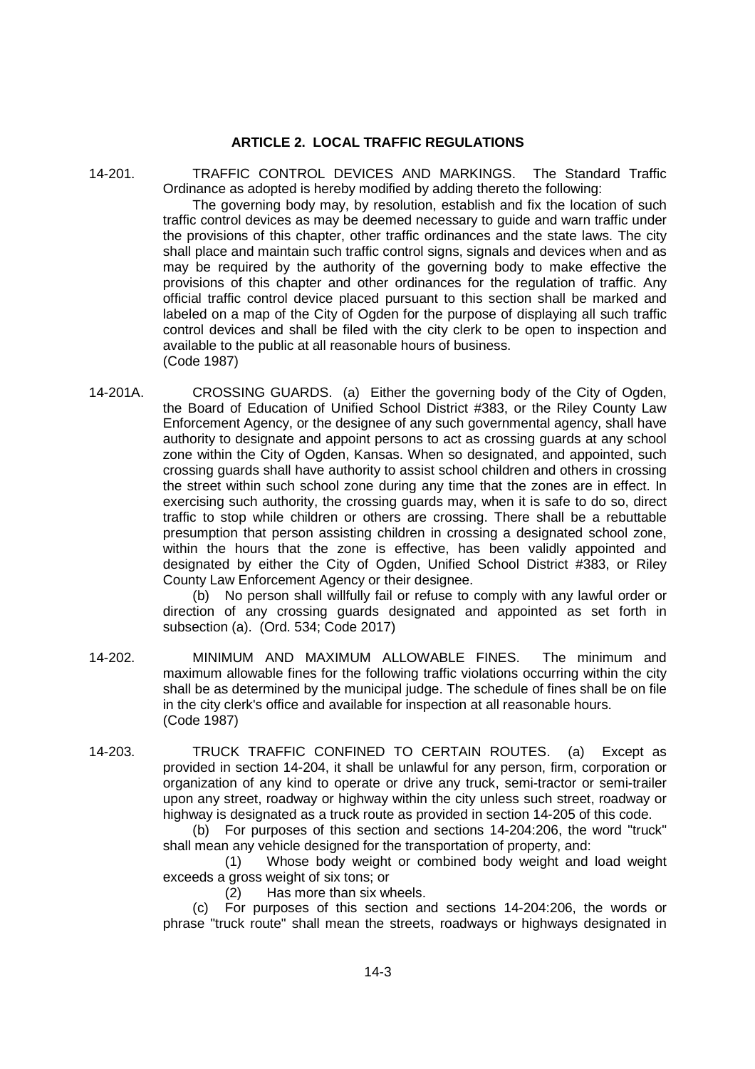## ARTICLE 2. LOCAL TRAFFIC REGULATIONS

14-201. TRAFFIC CONTROL DEVICES AND MARKINGS. The Standard Traffic Ordinance as adopted is hereby modified by adding thereto the following:

The governing body may, by resolution, establish and fix the location of such traffic control devices as may be deemed necessary to guide and warn traffic under the provisions of this chapter, other traffic ordinances and the state laws. The city shall place and maintain such traffic control signs, signals and devices when and as may be required by the authority of the governing body to make effective the provisions of this chapter and other ordinances for the regulation of traffic. Any official traffic control device placed pursuant to this section shall be marked and labeled on a map of the City of Ogden for the purpose of displaying all such traffic control devices and shall be filed with the city clerk to be open to inspection and available to the public at all reasonable hours of business.
(Code 1987)

14-201A. CROSSING GUARDS. (a) Either the governing body of the City of Ogden, the Board of Education of Unified School District #383, or the Riley County Law Enforcement Agency, or the designee of any such governmental agency, shall have authority to designate and appoint persons to act as crossing guards at any school zone within the City of Ogden, Kansas. When so designated, and appointed, such crossing guards shall have authority to assist school children and others in crossing the street within such school zone during any time that the zones are in effect. In exercising such authority, the crossing guards may, when it is safe to do so, direct traffic to stop while children or others are crossing. There shall be a rebuttable presumption that person assisting children in crossing a designated school zone, within the hours that the zone is effective, has been validly appointed and designated by either the City of Ogden, Unified School District #383, or Riley County Law Enforcement Agency or their designee.

(b) No person shall willfully fail or refuse to comply with any lawful order or direction of any crossing guards designated and appointed as set forth in subsection (a). (Ord. 534; Code 2017)

14-202. MINIMUM AND MAXIMUM ALLOWABLE FINES. The minimum and maximum allowable fines for the following traffic violations occurring within the city shall be as determined by the municipal judge. The schedule of fines shall be on file in the city clerk's office and available for inspection at all reasonable hours.
(Code 1987)

14-203. TRUCK TRAFFIC CONFINED TO CERTAIN ROUTES. (a) Except as provided in section 14-204, it shall be unlawful for any person, firm, corporation or organization of any kind to operate or drive any truck, semi-tractor or semi-trailer upon any street, roadway or highway within the city unless such street, roadway or highway is designated as a truck route as provided in section 14-205 of this code.

(b) For purposes of this section and sections 14-204:206, the word "truck" shall mean any vehicle designed for the transportation of property, and:

(1) Whose body weight or combined body weight and load weight exceeds a gross weight of six tons; or

(2) Has more than six wheels.

(c) For purposes of this section and sections 14-204:206, the words or phrase "truck route" shall mean the streets, roadways or highways designated in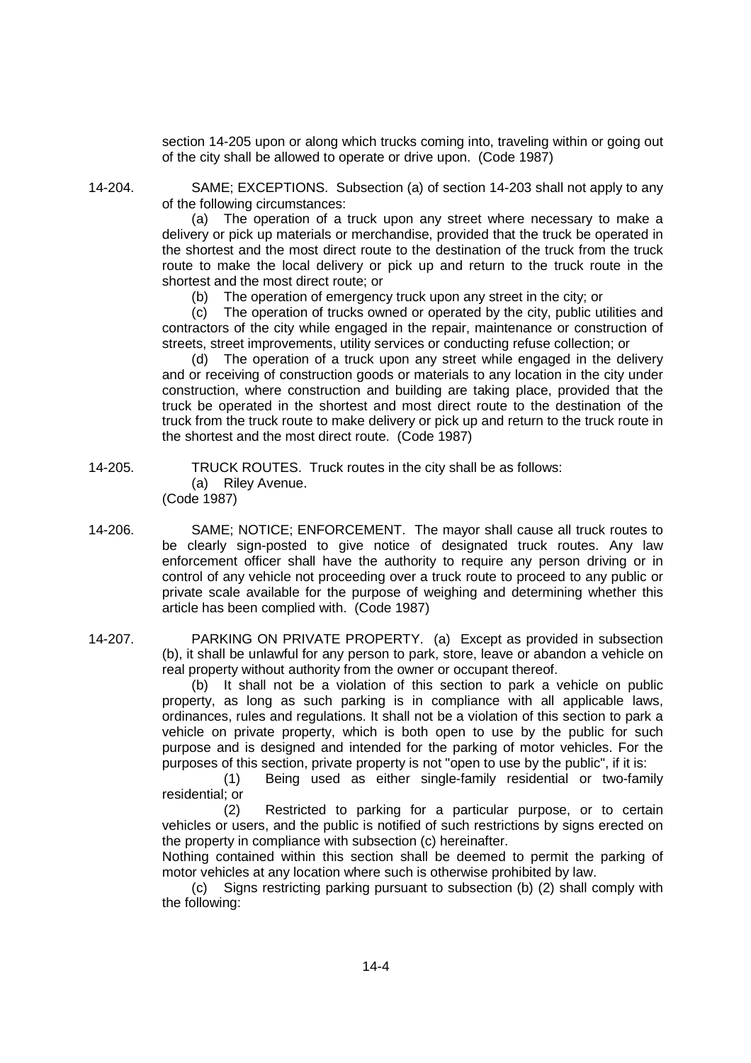section 14-205 upon or along which trucks coming into, traveling within or going out of the city shall be allowed to operate or drive upon. (Code 1987)

14-204. SAME; EXCEPTIONS. Subsection (a) of section 14-203 shall not apply to any of the following circumstances:

(a) The operation of a truck upon any street where necessary to make a delivery or pick up materials or merchandise, provided that the truck be operated in the shortest and the most direct route to the destination of the truck from the truck route to make the local delivery or pick up and return to the truck route in the shortest and the most direct route; or

(b) The operation of emergency truck upon any street in the city; or

(c) The operation of trucks owned or operated by the city, public utilities and contractors of the city while engaged in the repair, maintenance or construction of streets, street improvements, utility services or conducting refuse collection; or

(d) The operation of a truck upon any street while engaged in the delivery and or receiving of construction goods or materials to any location in the city under construction, where construction and building are taking place, provided that the truck be operated in the shortest and most direct route to the destination of the truck from the truck route to make delivery or pick up and return to the truck route in the shortest and the most direct route. (Code 1987)

14-205. TRUCK ROUTES. Truck routes in the city shall be as follows:

(a) Riley Avenue.

(Code 1987)

14-206. SAME; NOTICE; ENFORCEMENT. The mayor shall cause all truck routes to be clearly sign-posted to give notice of designated truck routes. Any law enforcement officer shall have the authority to require any person driving or in control of any vehicle not proceeding over a truck route to proceed to any public or private scale available for the purpose of weighing and determining whether this article has been complied with. (Code 1987)

14-207. PARKING ON PRIVATE PROPERTY. (a) Except as provided in subsection (b), it shall be unlawful for any person to park, store, leave or abandon a vehicle on real property without authority from the owner or occupant thereof.

(b) It shall not be a violation of this section to park a vehicle on public property, as long as such parking is in compliance with all applicable laws, ordinances, rules and regulations. It shall not be a violation of this section to park a vehicle on private property, which is both open to use by the public for such purpose and is designed and intended for the parking of motor vehicles. For the purposes of this section, private property is not "open to use by the public", if it is:

(1) Being used as either single-family residential or two-family residential; or

(2) Restricted to parking for a particular purpose, or to certain vehicles or users, and the public is notified of such restrictions by signs erected on the property in compliance with subsection (c) hereinafter.

Nothing contained within this section shall be deemed to permit the parking of motor vehicles at any location where such is otherwise prohibited by law.

(c) Signs restricting parking pursuant to subsection (b) (2) shall comply with the following: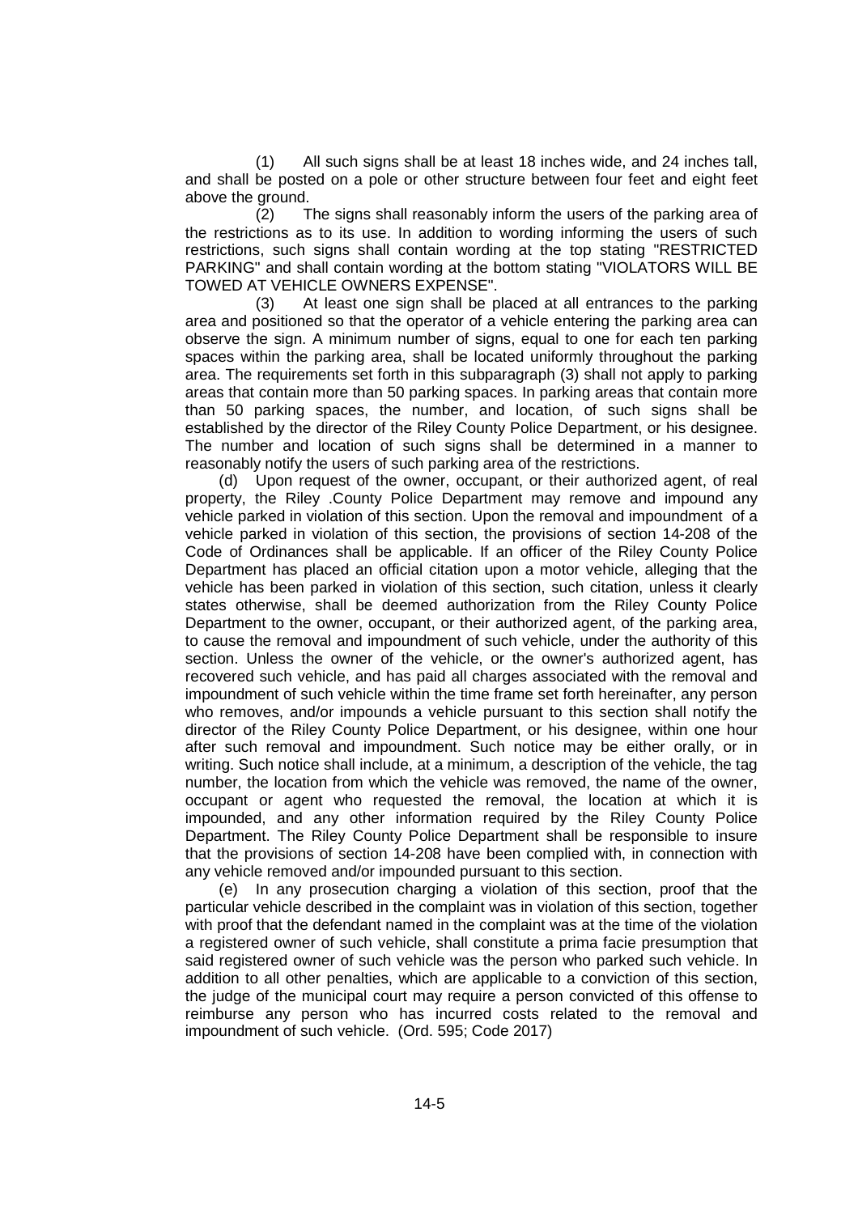(1) All such signs shall be at least 18 inches wide, and 24 inches tall, and shall be posted on a pole or other structure between four feet and eight feet above the ground.

(2) The signs shall reasonably inform the users of the parking area of the restrictions as to its use. In addition to wording informing the users of such restrictions, such signs shall contain wording at the top stating "RESTRICTED PARKING" and shall contain wording at the bottom stating "VIOLATORS WILL BE TOWED AT VEHICLE OWNERS EXPENSE".

(3) At least one sign shall be placed at all entrances to the parking area and positioned so that the operator of a vehicle entering the parking area can observe the sign. A minimum number of signs, equal to one for each ten parking spaces within the parking area, shall be located uniformly throughout the parking area. The requirements set forth in this subparagraph (3) shall not apply to parking areas that contain more than 50 parking spaces. In parking areas that contain more than 50 parking spaces, the number, and location, of such signs shall be established by the director of the Riley County Police Department, or his designee. The number and location of such signs shall be determined in a manner to reasonably notify the users of such parking area of the restrictions.

(d) Upon request of the owner, occupant, or their authorized agent, of real property, the Riley .County Police Department may remove and impound any vehicle parked in violation of this section. Upon the removal and impoundment of a vehicle parked in violation of this section, the provisions of section 14-208 of the Code of Ordinances shall be applicable. If an officer of the Riley County Police Department has placed an official citation upon a motor vehicle, alleging that the vehicle has been parked in violation of this section, such citation, unless it clearly states otherwise, shall be deemed authorization from the Riley County Police Department to the owner, occupant, or their authorized agent, of the parking area, to cause the removal and impoundment of such vehicle, under the authority of this section. Unless the owner of the vehicle, or the owner's authorized agent, has recovered such vehicle, and has paid all charges associated with the removal and impoundment of such vehicle within the time frame set forth hereinafter, any person who removes, and/or impounds a vehicle pursuant to this section shall notify the director of the Riley County Police Department, or his designee, within one hour after such removal and impoundment. Such notice may be either orally, or in writing. Such notice shall include, at a minimum, a description of the vehicle, the tag number, the location from which the vehicle was removed, the name of the owner, occupant or agent who requested the removal, the location at which it is impounded, and any other information required by the Riley County Police Department. The Riley County Police Department shall be responsible to insure that the provisions of section 14-208 have been complied with, in connection with any vehicle removed and/or impounded pursuant to this section.

(e) In any prosecution charging a violation of this section, proof that the particular vehicle described in the complaint was in violation of this section, together with proof that the defendant named in the complaint was at the time of the violation a registered owner of such vehicle, shall constitute a prima facie presumption that said registered owner of such vehicle was the person who parked such vehicle. In addition to all other penalties, which are applicable to a conviction of this section, the judge of the municipal court may require a person convicted of this offense to reimburse any person who has incurred costs related to the removal and impoundment of such vehicle. (Ord. 595; Code 2017)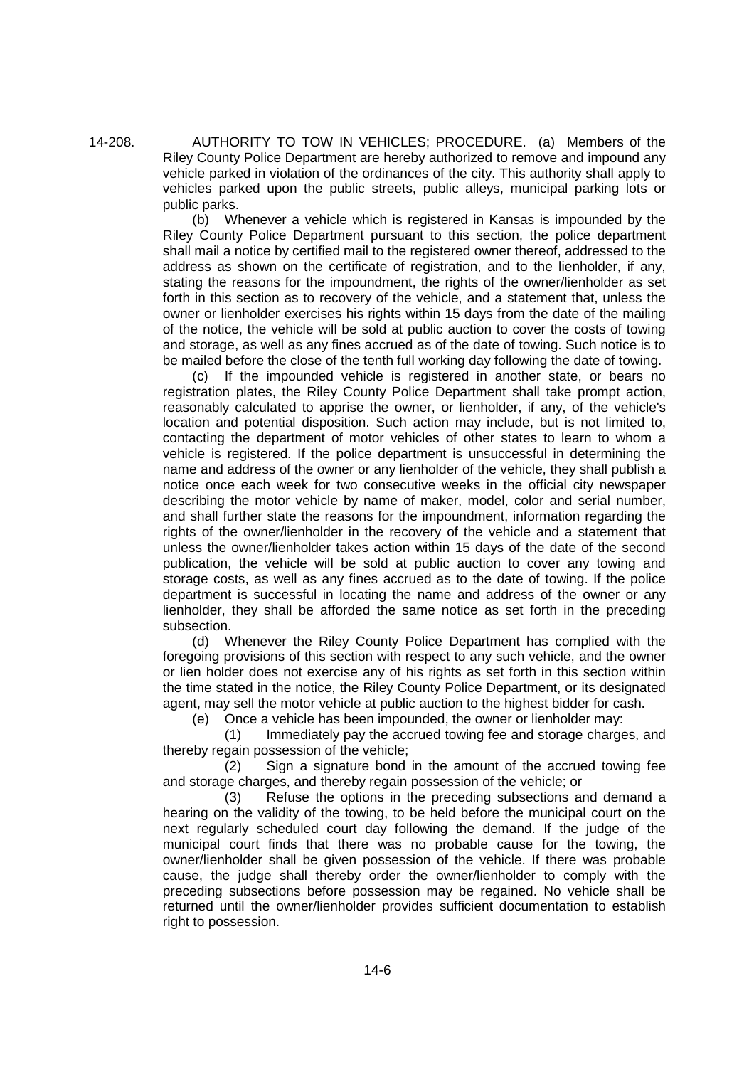14-208. AUTHORITY TO TOW IN VEHICLES; PROCEDURE. (a) Members of the Riley County Police Department are hereby authorized to remove and impound any vehicle parked in violation of the ordinances of the city. This authority shall apply to vehicles parked upon the public streets, public alleys, municipal parking lots or public parks.

(b) Whenever a vehicle which is registered in Kansas is impounded by the Riley County Police Department pursuant to this section, the police department shall mail a notice by certified mail to the registered owner thereof, addressed to the address as shown on the certificate of registration, and to the lienholder, if any, stating the reasons for the impoundment, the rights of the owner/lienholder as set forth in this section as to recovery of the vehicle, and a statement that, unless the owner or lienholder exercises his rights within 15 days from the date of the mailing of the notice, the vehicle will be sold at public auction to cover the costs of towing and storage, as well as any fines accrued as of the date of towing. Such notice is to be mailed before the close of the tenth full working day following the date of towing.

(c) If the impounded vehicle is registered in another state, or bears no registration plates, the Riley County Police Department shall take prompt action, reasonably calculated to apprise the owner, or lienholder, if any, of the vehicle's location and potential disposition. Such action may include, but is not limited to, contacting the department of motor vehicles of other states to learn to whom a vehicle is registered. If the police department is unsuccessful in determining the name and address of the owner or any lienholder of the vehicle, they shall publish a notice once each week for two consecutive weeks in the official city newspaper describing the motor vehicle by name of maker, model, color and serial number, and shall further state the reasons for the impoundment, information regarding the rights of the owner/lienholder in the recovery of the vehicle and a statement that unless the owner/lienholder takes action within 15 days of the date of the second publication, the vehicle will be sold at public auction to cover any towing and storage costs, as well as any fines accrued as to the date of towing. If the police department is successful in locating the name and address of the owner or any lienholder, they shall be afforded the same notice as set forth in the preceding subsection.

(d) Whenever the Riley County Police Department has complied with the foregoing provisions of this section with respect to any such vehicle, and the owner or lien holder does not exercise any of his rights as set forth in this section within the time stated in the notice, the Riley County Police Department, or its designated agent, may sell the motor vehicle at public auction to the highest bidder for cash.

(e) Once a vehicle has been impounded, the owner or lienholder may:

(1) Immediately pay the accrued towing fee and storage charges, and thereby regain possession of the vehicle;

(2) Sign a signature bond in the amount of the accrued towing fee and storage charges, and thereby regain possession of the vehicle; or

(3) Refuse the options in the preceding subsections and demand a hearing on the validity of the towing, to be held before the municipal court on the next regularly scheduled court day following the demand. If the judge of the municipal court finds that there was no probable cause for the towing, the owner/lienholder shall be given possession of the vehicle. If there was probable cause, the judge shall thereby order the owner/lienholder to comply with the preceding subsections before possession may be regained. No vehicle shall be returned until the owner/lienholder provides sufficient documentation to establish right to possession.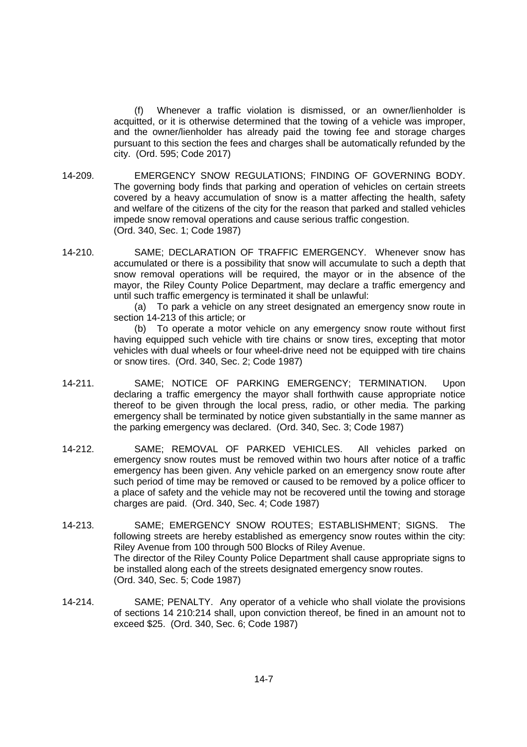(f) Whenever a traffic violation is dismissed, or an owner/lienholder is acquitted, or it is otherwise determined that the towing of a vehicle was improper, and the owner/lienholder has already paid the towing fee and storage charges pursuant to this section the fees and charges shall be automatically refunded by the city. (Ord. 595; Code 2017)

14-209. EMERGENCY SNOW REGULATIONS; FINDING OF GOVERNING BODY. The governing body finds that parking and operation of vehicles on certain streets covered by a heavy accumulation of snow is a matter affecting the health, safety and welfare of the citizens of the city for the reason that parked and stalled vehicles impede snow removal operations and cause serious traffic congestion. (Ord. 340, Sec. 1; Code 1987)

14-210. SAME; DECLARATION OF TRAFFIC EMERGENCY. Whenever snow has accumulated or there is a possibility that snow will accumulate to such a depth that snow removal operations will be required, the mayor or in the absence of the mayor, the Riley County Police Department, may declare a traffic emergency and until such traffic emergency is terminated it shall be unlawful:

(a) To park a vehicle on any street designated an emergency snow route in section 14-213 of this article; or

(b) To operate a motor vehicle on any emergency snow route without first having equipped such vehicle with tire chains or snow tires, excepting that motor vehicles with dual wheels or four wheel-drive need not be equipped with tire chains or snow tires. (Ord. 340, Sec. 2; Code 1987)

14-211. SAME; NOTICE OF PARKING EMERGENCY; TERMINATION. Upon declaring a traffic emergency the mayor shall forthwith cause appropriate notice thereof to be given through the local press, radio, or other media. The parking emergency shall be terminated by notice given substantially in the same manner as the parking emergency was declared. (Ord. 340, Sec. 3; Code 1987)

14-212. SAME; REMOVAL OF PARKED VEHICLES. All vehicles parked on emergency snow routes must be removed within two hours after notice of a traffic emergency has been given. Any vehicle parked on an emergency snow route after such period of time may be removed or caused to be removed by a police officer to a place of safety and the vehicle may not be recovered until the towing and storage charges are paid. (Ord. 340, Sec. 4; Code 1987)

14-213. SAME; EMERGENCY SNOW ROUTES; ESTABLISHMENT; SIGNS. The following streets are hereby established as emergency snow routes within the city: Riley Avenue from 100 through 500 Blocks of Riley Avenue.
The director of the Riley County Police Department shall cause appropriate signs to be installed along each of the streets designated emergency snow routes. (Ord. 340, Sec. 5; Code 1987)

14-214. SAME; PENALTY. Any operator of a vehicle who shall violate the provisions of sections 14 210:214 shall, upon conviction thereof, be fined in an amount not to exceed $25. (Ord. 340, Sec. 6; Code 1987)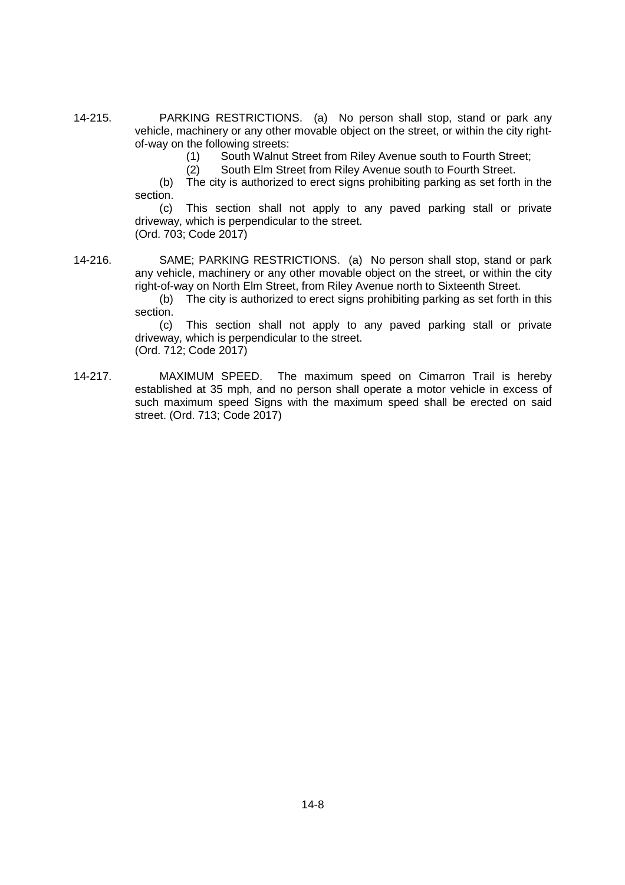14-215. PARKING RESTRICTIONS. (a) No person shall stop, stand or park any vehicle, machinery or any other movable object on the street, or within the city right-of-way on the following streets:

(1) South Walnut Street from Riley Avenue south to Fourth Street;

(2) South Elm Street from Riley Avenue south to Fourth Street.

(b) The city is authorized to erect signs prohibiting parking as set forth in the section.

(c) This section shall not apply to any paved parking stall or private driveway, which is perpendicular to the street.

(Ord. 703; Code 2017)

14-216. SAME; PARKING RESTRICTIONS. (a) No person shall stop, stand or park any vehicle, machinery or any other movable object on the street, or within the city right-of-way on North Elm Street, from Riley Avenue north to Sixteenth Street.

(b) The city is authorized to erect signs prohibiting parking as set forth in this section.

(c) This section shall not apply to any paved parking stall or private driveway, which is perpendicular to the street.

(Ord. 712; Code 2017)

14-217. MAXIMUM SPEED. The maximum speed on Cimarron Trail is hereby established at 35 mph, and no person shall operate a motor vehicle in excess of such maximum speed Signs with the maximum speed shall be erected on said street. (Ord. 713; Code 2017)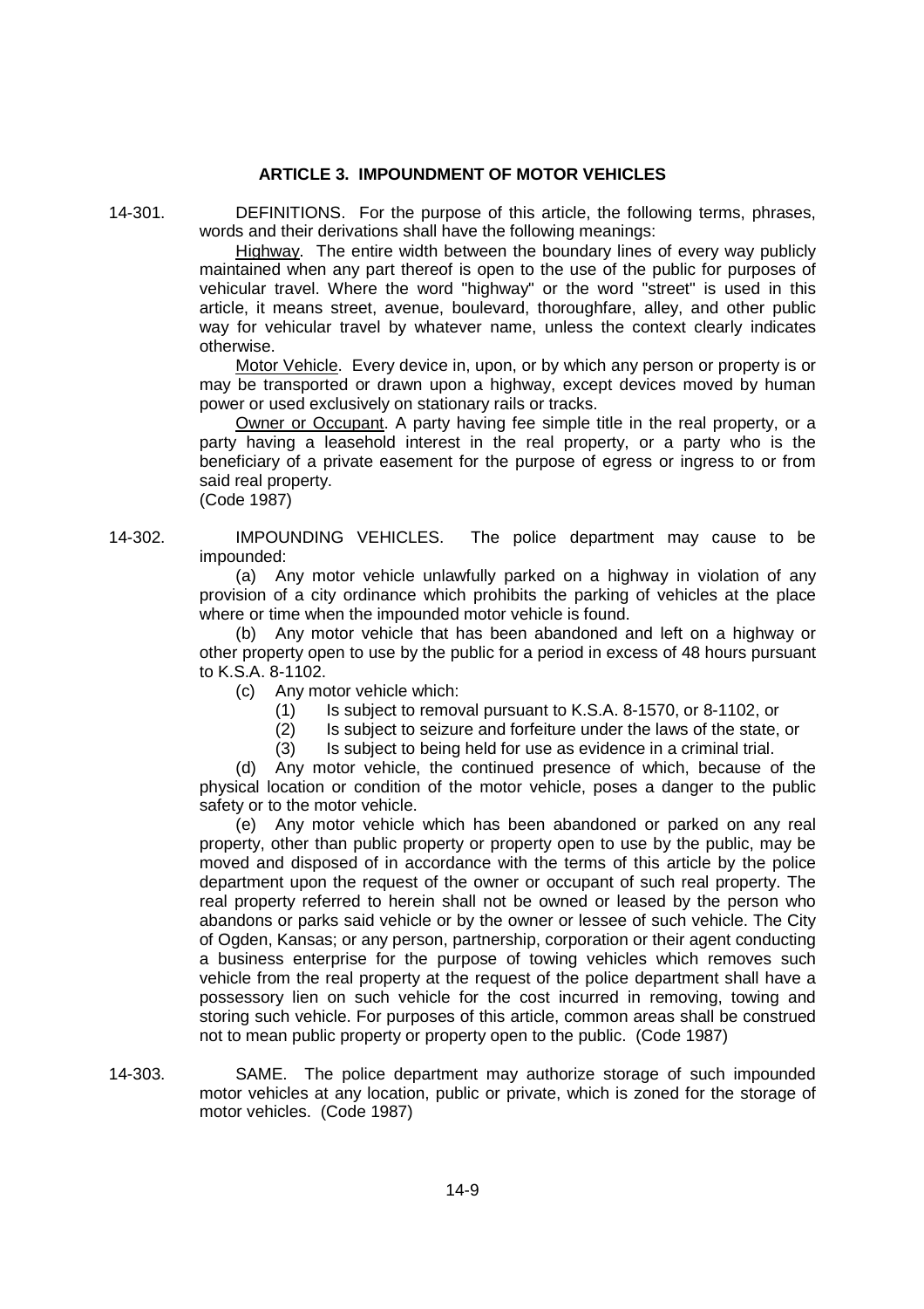## ARTICLE 3. IMPOUNDMENT OF MOTOR VEHICLES

14-301. DEFINITIONS. For the purpose of this article, the following terms, phrases, words and their derivations shall have the following meanings:

Highway. The entire width between the boundary lines of every way publicly maintained when any part thereof is open to the use of the public for purposes of vehicular travel. Where the word "highway" or the word "street" is used in this article, it means street, avenue, boulevard, thoroughfare, alley, and other public way for vehicular travel by whatever name, unless the context clearly indicates otherwise.

Motor Vehicle. Every device in, upon, or by which any person or property is or may be transported or drawn upon a highway, except devices moved by human power or used exclusively on stationary rails or tracks.

Owner or Occupant. A party having fee simple title in the real property, or a party having a leasehold interest in the real property, or a party who is the beneficiary of a private easement for the purpose of egress or ingress to or from said real property.

(Code 1987)

14-302. IMPOUNDING VEHICLES. The police department may cause to be impounded:

(a) Any motor vehicle unlawfully parked on a highway in violation of any provision of a city ordinance which prohibits the parking of vehicles at the place where or time when the impounded motor vehicle is found.

(b) Any motor vehicle that has been abandoned and left on a highway or other property open to use by the public for a period in excess of 48 hours pursuant to K.S.A. 8-1102.

(c) Any motor vehicle which:

(1) Is subject to removal pursuant to K.S.A. 8-1570, or 8-1102, or

(2) Is subject to seizure and forfeiture under the laws of the state, or

(3) Is subject to being held for use as evidence in a criminal trial.

(d) Any motor vehicle, the continued presence of which, because of the physical location or condition of the motor vehicle, poses a danger to the public safety or to the motor vehicle.

(e) Any motor vehicle which has been abandoned or parked on any real property, other than public property or property open to use by the public, may be moved and disposed of in accordance with the terms of this article by the police department upon the request of the owner or occupant of such real property. The real property referred to herein shall not be owned or leased by the person who abandons or parks said vehicle or by the owner or lessee of such vehicle. The City of Ogden, Kansas; or any person, partnership, corporation or their agent conducting a business enterprise for the purpose of towing vehicles which removes such vehicle from the real property at the request of the police department shall have a possessory lien on such vehicle for the cost incurred in removing, towing and storing such vehicle. For purposes of this article, common areas shall be construed not to mean public property or property open to the public. (Code 1987)

14-303. SAME. The police department may authorize storage of such impounded motor vehicles at any location, public or private, which is zoned for the storage of motor vehicles. (Code 1987)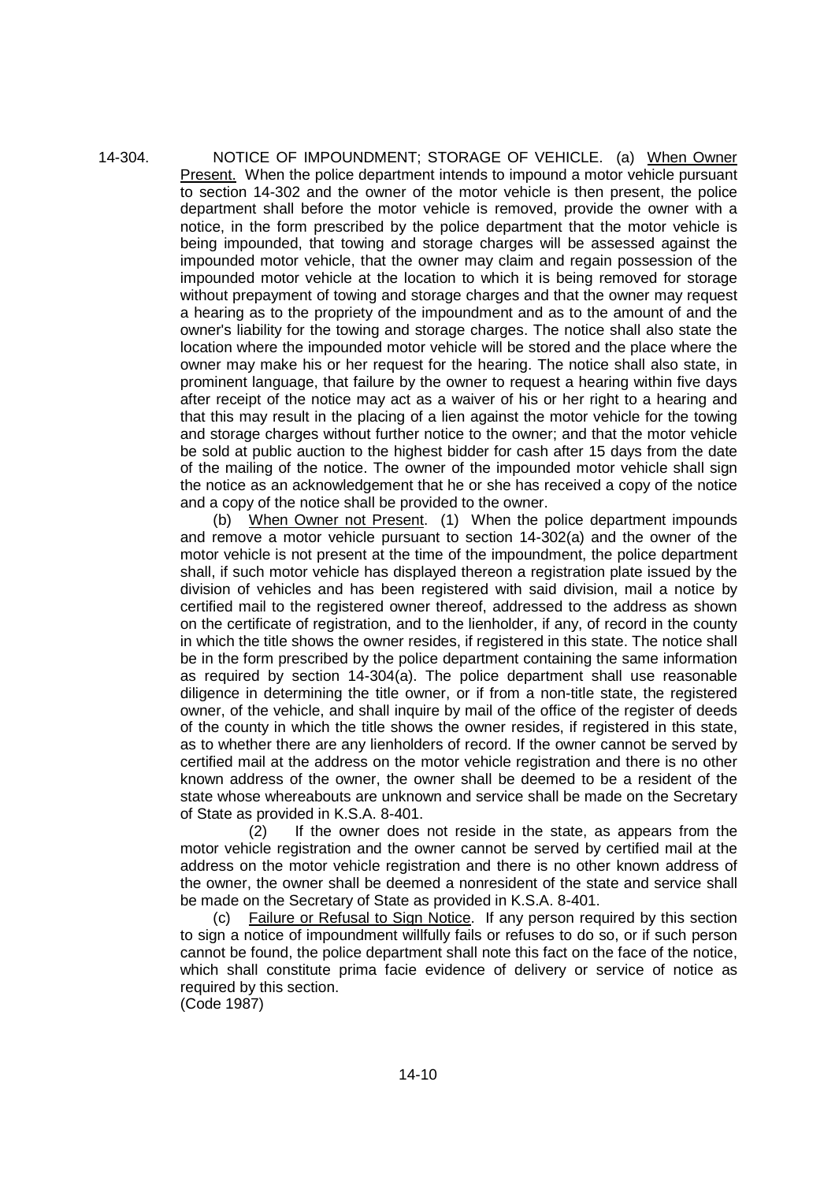14-304. NOTICE OF IMPOUNDMENT; STORAGE OF VEHICLE. (a) When Owner Present. When the police department intends to impound a motor vehicle pursuant to section 14-302 and the owner of the motor vehicle is then present, the police department shall before the motor vehicle is removed, provide the owner with a notice, in the form prescribed by the police department that the motor vehicle is being impounded, that towing and storage charges will be assessed against the impounded motor vehicle, that the owner may claim and regain possession of the impounded motor vehicle at the location to which it is being removed for storage without prepayment of towing and storage charges and that the owner may request a hearing as to the propriety of the impoundment and as to the amount of and the owner's liability for the towing and storage charges. The notice shall also state the location where the impounded motor vehicle will be stored and the place where the owner may make his or her request for the hearing. The notice shall also state, in prominent language, that failure by the owner to request a hearing within five days after receipt of the notice may act as a waiver of his or her right to a hearing and that this may result in the placing of a lien against the motor vehicle for the towing and storage charges without further notice to the owner; and that the motor vehicle be sold at public auction to the highest bidder for cash after 15 days from the date of the mailing of the notice. The owner of the impounded motor vehicle shall sign the notice as an acknowledgement that he or she has received a copy of the notice and a copy of the notice shall be provided to the owner.

(b) When Owner not Present. (1) When the police department impounds and remove a motor vehicle pursuant to section 14-302(a) and the owner of the motor vehicle is not present at the time of the impoundment, the police department shall, if such motor vehicle has displayed thereon a registration plate issued by the division of vehicles and has been registered with said division, mail a notice by certified mail to the registered owner thereof, addressed to the address as shown on the certificate of registration, and to the lienholder, if any, of record in the county in which the title shows the owner resides, if registered in this state. The notice shall be in the form prescribed by the police department containing the same information as required by section 14-304(a). The police department shall use reasonable diligence in determining the title owner, or if from a non-title state, the registered owner, of the vehicle, and shall inquire by mail of the office of the register of deeds of the county in which the title shows the owner resides, if registered in this state, as to whether there are any lienholders of record. If the owner cannot be served by certified mail at the address on the motor vehicle registration and there is no other known address of the owner, the owner shall be deemed to be a resident of the state whose whereabouts are unknown and service shall be made on the Secretary of State as provided in K.S.A. 8-401.

(2) If the owner does not reside in the state, as appears from the motor vehicle registration and the owner cannot be served by certified mail at the address on the motor vehicle registration and there is no other known address of the owner, the owner shall be deemed a nonresident of the state and service shall be made on the Secretary of State as provided in K.S.A. 8-401.

(c) Failure or Refusal to Sign Notice. If any person required by this section to sign a notice of impoundment willfully fails or refuses to do so, or if such person cannot be found, the police department shall note this fact on the face of the notice, which shall constitute prima facie evidence of delivery or service of notice as required by this section.

(Code 1987)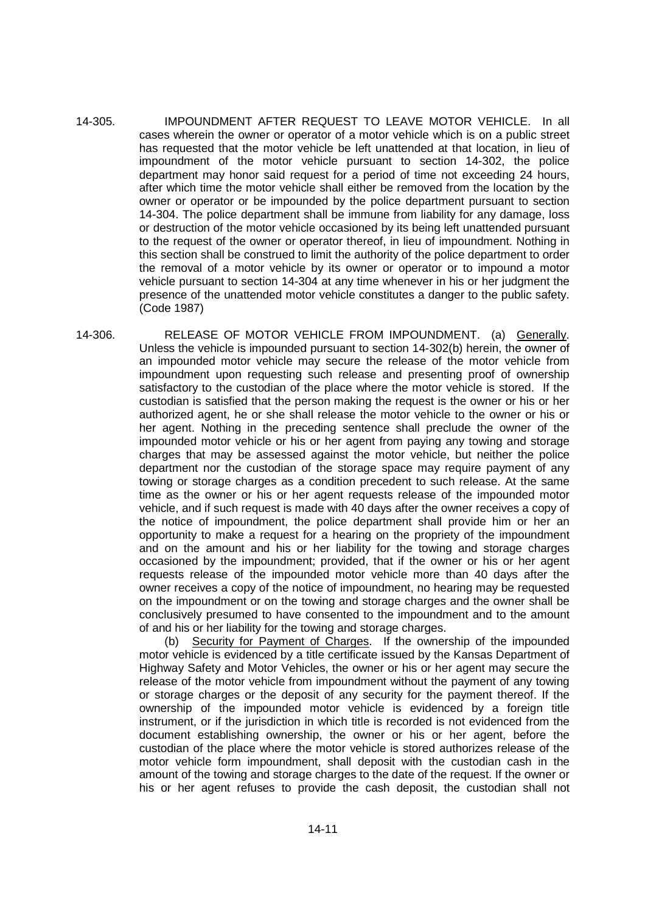14-305. IMPOUNDMENT AFTER REQUEST TO LEAVE MOTOR VEHICLE. In all cases wherein the owner or operator of a motor vehicle which is on a public street has requested that the motor vehicle be left unattended at that location, in lieu of impoundment of the motor vehicle pursuant to section 14-302, the police department may honor said request for a period of time not exceeding 24 hours, after which time the motor vehicle shall either be removed from the location by the owner or operator or be impounded by the police department pursuant to section 14-304. The police department shall be immune from liability for any damage, loss or destruction of the motor vehicle occasioned by its being left unattended pursuant to the request of the owner or operator thereof, in lieu of impoundment. Nothing in this section shall be construed to limit the authority of the police department to order the removal of a motor vehicle by its owner or operator or to impound a motor vehicle pursuant to section 14-304 at any time whenever in his or her judgment the presence of the unattended motor vehicle constitutes a danger to the public safety. (Code 1987)

14-306. RELEASE OF MOTOR VEHICLE FROM IMPOUNDMENT. (a) Generally. Unless the vehicle is impounded pursuant to section 14-302(b) herein, the owner of an impounded motor vehicle may secure the release of the motor vehicle from impoundment upon requesting such release and presenting proof of ownership satisfactory to the custodian of the place where the motor vehicle is stored. If the custodian is satisfied that the person making the request is the owner or his or her authorized agent, he or she shall release the motor vehicle to the owner or his or her agent. Nothing in the preceding sentence shall preclude the owner of the impounded motor vehicle or his or her agent from paying any towing and storage charges that may be assessed against the motor vehicle, but neither the police department nor the custodian of the storage space may require payment of any towing or storage charges as a condition precedent to such release. At the same time as the owner or his or her agent requests release of the impounded motor vehicle, and if such request is made with 40 days after the owner receives a copy of the notice of impoundment, the police department shall provide him or her an opportunity to make a request for a hearing on the propriety of the impoundment and on the amount and his or her liability for the towing and storage charges occasioned by the impoundment; provided, that if the owner or his or her agent requests release of the impounded motor vehicle more than 40 days after the owner receives a copy of the notice of impoundment, no hearing may be requested on the impoundment or on the towing and storage charges and the owner shall be conclusively presumed to have consented to the impoundment and to the amount of and his or her liability for the towing and storage charges.

(b) Security for Payment of Charges. If the ownership of the impounded motor vehicle is evidenced by a title certificate issued by the Kansas Department of Highway Safety and Motor Vehicles, the owner or his or her agent may secure the release of the motor vehicle from impoundment without the payment of any towing or storage charges or the deposit of any security for the payment thereof. If the ownership of the impounded motor vehicle is evidenced by a foreign title instrument, or if the jurisdiction in which title is recorded is not evidenced from the document establishing ownership, the owner or his or her agent, before the custodian of the place where the motor vehicle is stored authorizes release of the motor vehicle form impoundment, shall deposit with the custodian cash in the amount of the towing and storage charges to the date of the request. If the owner or his or her agent refuses to provide the cash deposit, the custodian shall not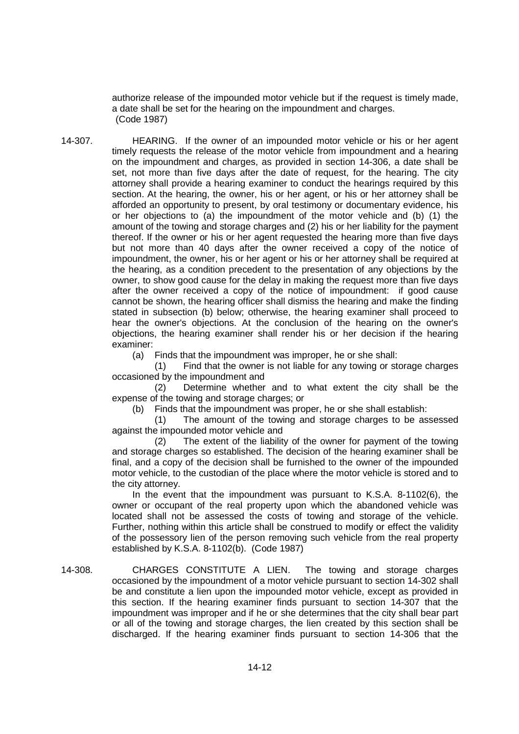authorize release of the impounded motor vehicle but if the request is timely made, a date shall be set for the hearing on the impoundment and charges. (Code 1987)

14-307. HEARING. If the owner of an impounded motor vehicle or his or her agent timely requests the release of the motor vehicle from impoundment and a hearing on the impoundment and charges, as provided in section 14-306, a date shall be set, not more than five days after the date of request, for the hearing. The city attorney shall provide a hearing examiner to conduct the hearings required by this section. At the hearing, the owner, his or her agent, or his or her attorney shall be afforded an opportunity to present, by oral testimony or documentary evidence, his or her objections to (a) the impoundment of the motor vehicle and (b) (1) the amount of the towing and storage charges and (2) his or her liability for the payment thereof. If the owner or his or her agent requested the hearing more than five days but not more than 40 days after the owner received a copy of the notice of impoundment, the owner, his or her agent or his or her attorney shall be required at the hearing, as a condition precedent to the presentation of any objections by the owner, to show good cause for the delay in making the request more than five days after the owner received a copy of the notice of impoundment: if good cause cannot be shown, the hearing officer shall dismiss the hearing and make the finding stated in subsection (b) below; otherwise, the hearing examiner shall proceed to hear the owner's objections. At the conclusion of the hearing on the owner's objections, the hearing examiner shall render his or her decision if the hearing examiner:

(a) Finds that the impoundment was improper, he or she shall:

(1) Find that the owner is not liable for any towing or storage charges occasioned by the impoundment and

(2) Determine whether and to what extent the city shall be the expense of the towing and storage charges; or

(b) Finds that the impoundment was proper, he or she shall establish:

(1) The amount of the towing and storage charges to be assessed against the impounded motor vehicle and

(2) The extent of the liability of the owner for payment of the towing and storage charges so established. The decision of the hearing examiner shall be final, and a copy of the decision shall be furnished to the owner of the impounded motor vehicle, to the custodian of the place where the motor vehicle is stored and to the city attorney.

In the event that the impoundment was pursuant to K.S.A. 8-1102(6), the owner or occupant of the real property upon which the abandoned vehicle was located shall not be assessed the costs of towing and storage of the vehicle. Further, nothing within this article shall be construed to modify or effect the validity of the possessory lien of the person removing such vehicle from the real property established by K.S.A. 8-1102(b). (Code 1987)

14-308. CHARGES CONSTITUTE A LIEN. The towing and storage charges occasioned by the impoundment of a motor vehicle pursuant to section 14-302 shall be and constitute a lien upon the impounded motor vehicle, except as provided in this section. If the hearing examiner finds pursuant to section 14-307 that the impoundment was improper and if he or she determines that the city shall bear part or all of the towing and storage charges, the lien created by this section shall be discharged. If the hearing examiner finds pursuant to section 14-306 that the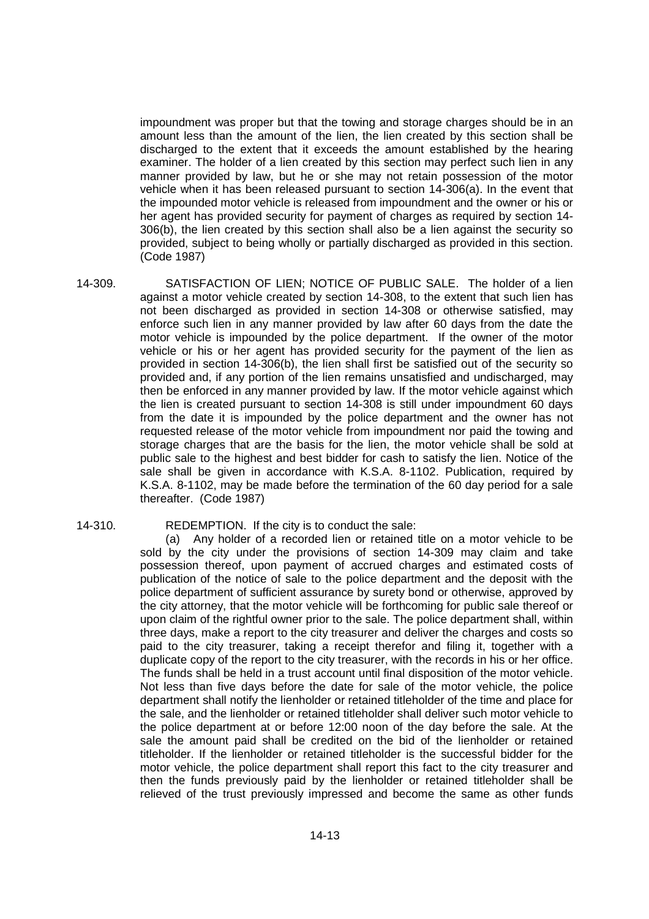impoundment was proper but that the towing and storage charges should be in an amount less than the amount of the lien, the lien created by this section shall be discharged to the extent that it exceeds the amount established by the hearing examiner. The holder of a lien created by this section may perfect such lien in any manner provided by law, but he or she may not retain possession of the motor vehicle when it has been released pursuant to section 14-306(a). In the event that the impounded motor vehicle is released from impoundment and the owner or his or her agent has provided security for payment of charges as required by section 14-306(b), the lien created by this section shall also be a lien against the security so provided, subject to being wholly or partially discharged as provided in this section. (Code 1987)

14-309. SATISFACTION OF LIEN; NOTICE OF PUBLIC SALE. The holder of a lien against a motor vehicle created by section 14-308, to the extent that such lien has not been discharged as provided in section 14-308 or otherwise satisfied, may enforce such lien in any manner provided by law after 60 days from the date the motor vehicle is impounded by the police department. If the owner of the motor vehicle or his or her agent has provided security for the payment of the lien as provided in section 14-306(b), the lien shall first be satisfied out of the security so provided and, if any portion of the lien remains unsatisfied and undischarged, may then be enforced in any manner provided by law. If the motor vehicle against which the lien is created pursuant to section 14-308 is still under impoundment 60 days from the date it is impounded by the police department and the owner has not requested release of the motor vehicle from impoundment nor paid the towing and storage charges that are the basis for the lien, the motor vehicle shall be sold at public sale to the highest and best bidder for cash to satisfy the lien. Notice of the sale shall be given in accordance with K.S.A. 8-1102. Publication, required by K.S.A. 8-1102, may be made before the termination of the 60 day period for a sale thereafter. (Code 1987)

14-310. REDEMPTION. If the city is to conduct the sale:

(a) Any holder of a recorded lien or retained title on a motor vehicle to be sold by the city under the provisions of section 14-309 may claim and take possession thereof, upon payment of accrued charges and estimated costs of publication of the notice of sale to the police department and the deposit with the police department of sufficient assurance by surety bond or otherwise, approved by the city attorney, that the motor vehicle will be forthcoming for public sale thereof or upon claim of the rightful owner prior to the sale. The police department shall, within three days, make a report to the city treasurer and deliver the charges and costs so paid to the city treasurer, taking a receipt therefor and filing it, together with a duplicate copy of the report to the city treasurer, with the records in his or her office. The funds shall be held in a trust account until final disposition of the motor vehicle. Not less than five days before the date for sale of the motor vehicle, the police department shall notify the lienholder or retained titleholder of the time and place for the sale, and the lienholder or retained titleholder shall deliver such motor vehicle to the police department at or before 12:00 noon of the day before the sale. At the sale the amount paid shall be credited on the bid of the lienholder or retained titleholder. If the lienholder or retained titleholder is the successful bidder for the motor vehicle, the police department shall report this fact to the city treasurer and then the funds previously paid by the lienholder or retained titleholder shall be relieved of the trust previously impressed and become the same as other funds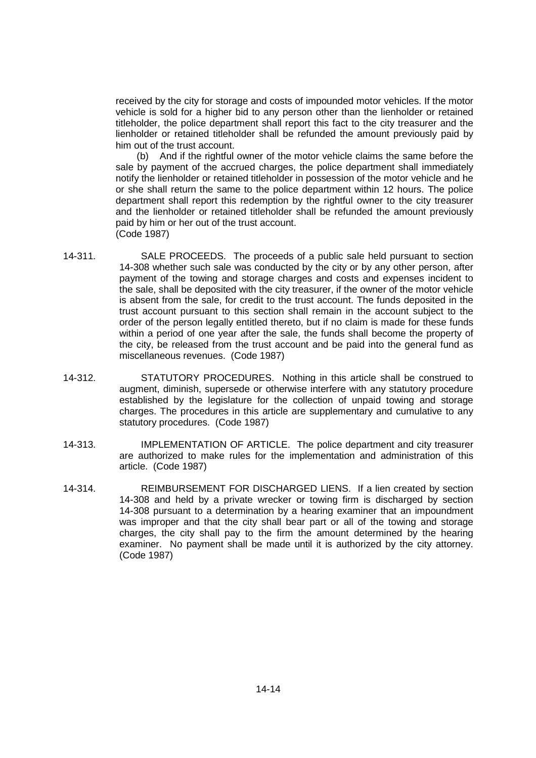received by the city for storage and costs of impounded motor vehicles. If the motor vehicle is sold for a higher bid to any person other than the lienholder or retained titleholder, the police department shall report this fact to the city treasurer and the lienholder or retained titleholder shall be refunded the amount previously paid by him out of the trust account.

(b) And if the rightful owner of the motor vehicle claims the same before the sale by payment of the accrued charges, the police department shall immediately notify the lienholder or retained titleholder in possession of the motor vehicle and he or she shall return the same to the police department within 12 hours. The police department shall report this redemption by the rightful owner to the city treasurer and the lienholder or retained titleholder shall be refunded the amount previously paid by him or her out of the trust account.
(Code 1987)

14-311. SALE PROCEEDS. The proceeds of a public sale held pursuant to section 14-308 whether such sale was conducted by the city or by any other person, after payment of the towing and storage charges and costs and expenses incident to the sale, shall be deposited with the city treasurer, if the owner of the motor vehicle is absent from the sale, for credit to the trust account. The funds deposited in the trust account pursuant to this section shall remain in the account subject to the order of the person legally entitled thereto, but if no claim is made for these funds within a period of one year after the sale, the funds shall become the property of the city, be released from the trust account and be paid into the general fund as miscellaneous revenues. (Code 1987)

14-312. STATUTORY PROCEDURES. Nothing in this article shall be construed to augment, diminish, supersede or otherwise interfere with any statutory procedure established by the legislature for the collection of unpaid towing and storage charges. The procedures in this article are supplementary and cumulative to any statutory procedures. (Code 1987)

14-313. IMPLEMENTATION OF ARTICLE. The police department and city treasurer are authorized to make rules for the implementation and administration of this article. (Code 1987)

14-314. REIMBURSEMENT FOR DISCHARGED LIENS. If a lien created by section 14-308 and held by a private wrecker or towing firm is discharged by section 14-308 pursuant to a determination by a hearing examiner that an impoundment was improper and that the city shall bear part or all of the towing and storage charges, the city shall pay to the firm the amount determined by the hearing examiner. No payment shall be made until it is authorized by the city attorney. (Code 1987)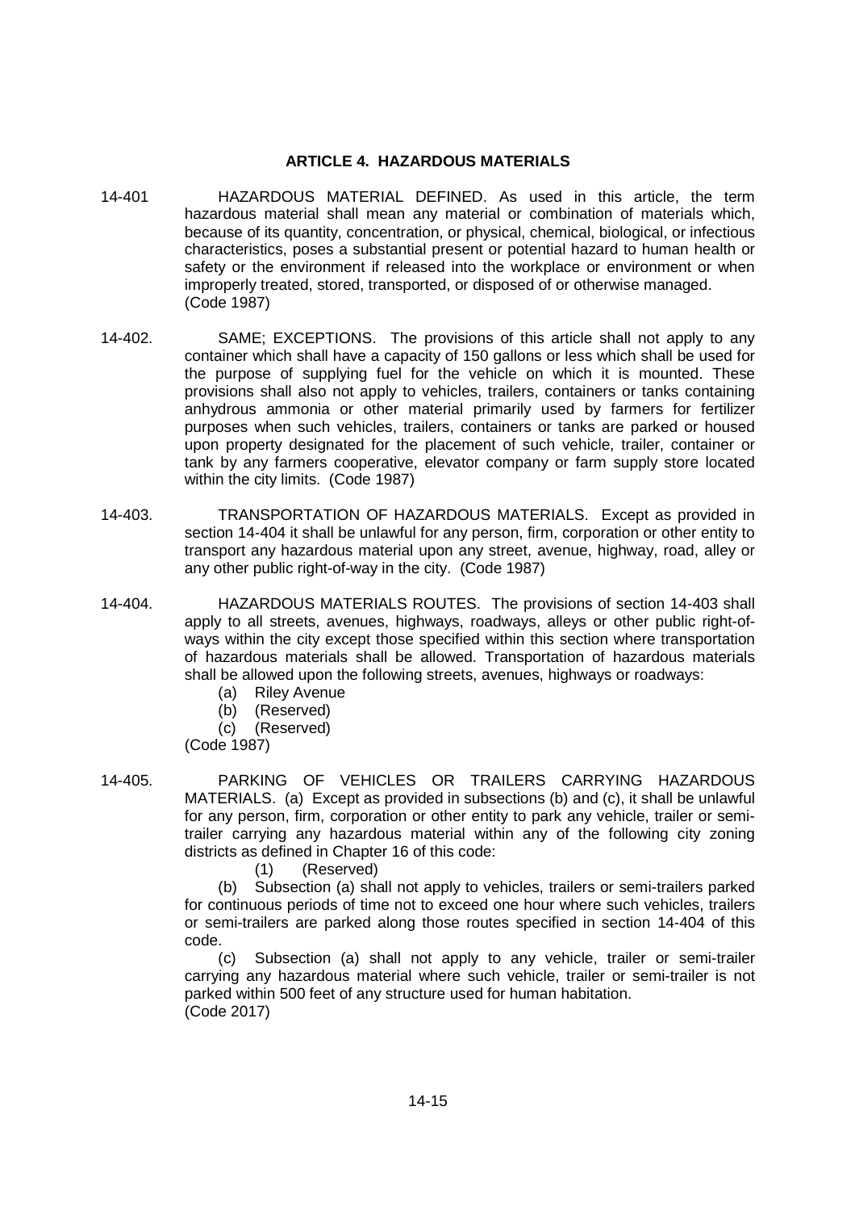## ARTICLE 4. HAZARDOUS MATERIALS

14-401 HAZARDOUS MATERIAL DEFINED. As used in this article, the term hazardous material shall mean any material or combination of materials which, because of its quantity, concentration, or physical, chemical, biological, or infectious characteristics, poses a substantial present or potential hazard to human health or safety or the environment if released into the workplace or environment or when improperly treated, stored, transported, or disposed of or otherwise managed. (Code 1987)

14-402. SAME; EXCEPTIONS. The provisions of this article shall not apply to any container which shall have a capacity of 150 gallons or less which shall be used for the purpose of supplying fuel for the vehicle on which it is mounted. These provisions shall also not apply to vehicles, trailers, containers or tanks containing anhydrous ammonia or other material primarily used by farmers for fertilizer purposes when such vehicles, trailers, containers or tanks are parked or housed upon property designated for the placement of such vehicle, trailer, container or tank by any farmers cooperative, elevator company or farm supply store located within the city limits. (Code 1987)

14-403. TRANSPORTATION OF HAZARDOUS MATERIALS. Except as provided in section 14-404 it shall be unlawful for any person, firm, corporation or other entity to transport any hazardous material upon any street, avenue, highway, road, alley or any other public right-of-way in the city. (Code 1987)

14-404. HAZARDOUS MATERIALS ROUTES. The provisions of section 14-403 shall apply to all streets, avenues, highways, roadways, alleys or other public right-of-ways within the city except those specified within this section where transportation of hazardous materials shall be allowed. Transportation of hazardous materials shall be allowed upon the following streets, avenues, highways or roadways:

(a) Riley Avenue
(b) (Reserved)
(c) (Reserved)

(Code 1987)

14-405. PARKING OF VEHICLES OR TRAILERS CARRYING HAZARDOUS MATERIALS. (a) Except as provided in subsections (b) and (c), it shall be unlawful for any person, firm, corporation or other entity to park any vehicle, trailer or semi-trailer carrying any hazardous material within any of the following city zoning districts as defined in Chapter 16 of this code:

(1) (Reserved)

(b) Subsection (a) shall not apply to vehicles, trailers or semi-trailers parked for continuous periods of time not to exceed one hour where such vehicles, trailers or semi-trailers are parked along those routes specified in section 14-404 of this code.

(c) Subsection (a) shall not apply to any vehicle, trailer or semi-trailer carrying any hazardous material where such vehicle, trailer or semi-trailer is not parked within 500 feet of any structure used for human habitation.

(Code 2017)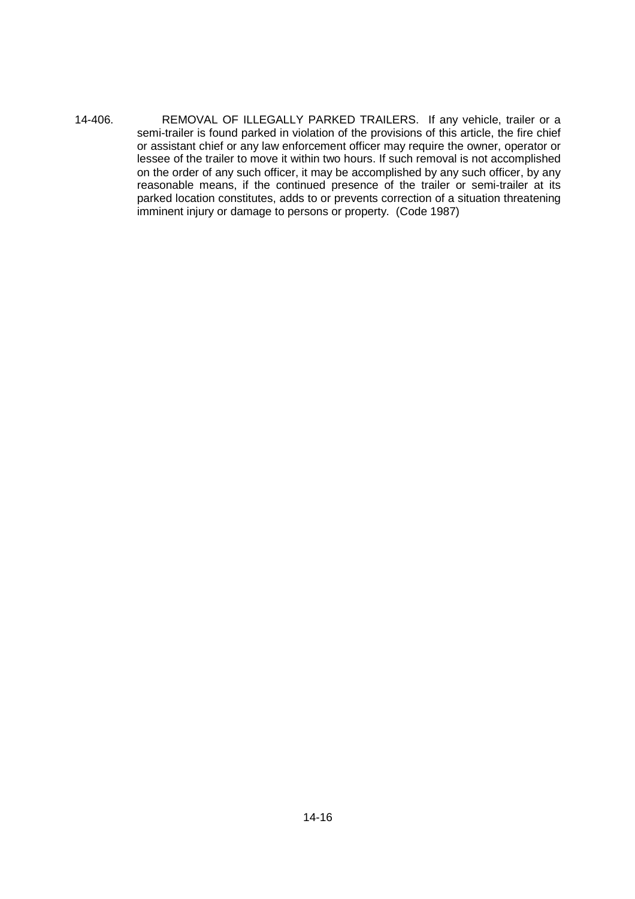14-406. REMOVAL OF ILLEGALLY PARKED TRAILERS. If any vehicle, trailer or a semi-trailer is found parked in violation of the provisions of this article, the fire chief or assistant chief or any law enforcement officer may require the owner, operator or lessee of the trailer to move it within two hours. If such removal is not accomplished on the order of any such officer, it may be accomplished by any such officer, by any reasonable means, if the continued presence of the trailer or semi-trailer at its parked location constitutes, adds to or prevents correction of a situation threatening imminent injury or damage to persons or property. (Code 1987)